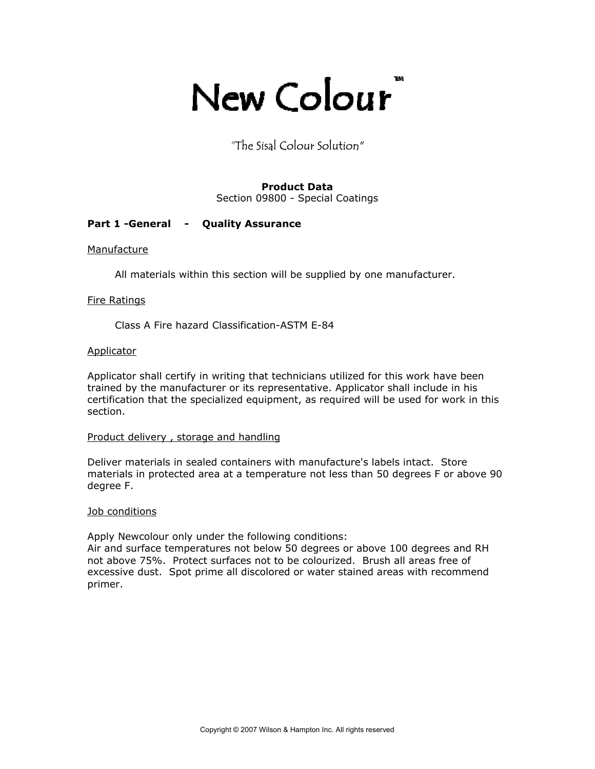# New Colour™

"The Sisal Colour Solution"

**Product Data**
Section 09800 - Special Coatings

**Part 1 -General - Quality Assurance**

Manufacture

All materials within this section will be supplied by one manufacturer.

Fire Ratings

Class A Fire hazard Classification-ASTM E-84

Applicator

Applicator shall certify in writing that technicians utilized for this work have been trained by the manufacturer or its representative. Applicator shall include in his certification that the specialized equipment, as required will be used for work in this section.

Product delivery , storage and handling

Deliver materials in sealed containers with manufacture's labels intact. Store materials in protected area at a temperature not less than 50 degrees F or above 90 degree F.

Job conditions

Apply Newcolour only under the following conditions:
Air and surface temperatures not below 50 degrees or above 100 degrees and RH not above 75%. Protect surfaces not to be colourized. Brush all areas free of excessive dust. Spot prime all discolored or water stained areas with recommend primer.

Copyright © 2007 Wilson & Hampton Inc. All rights reserved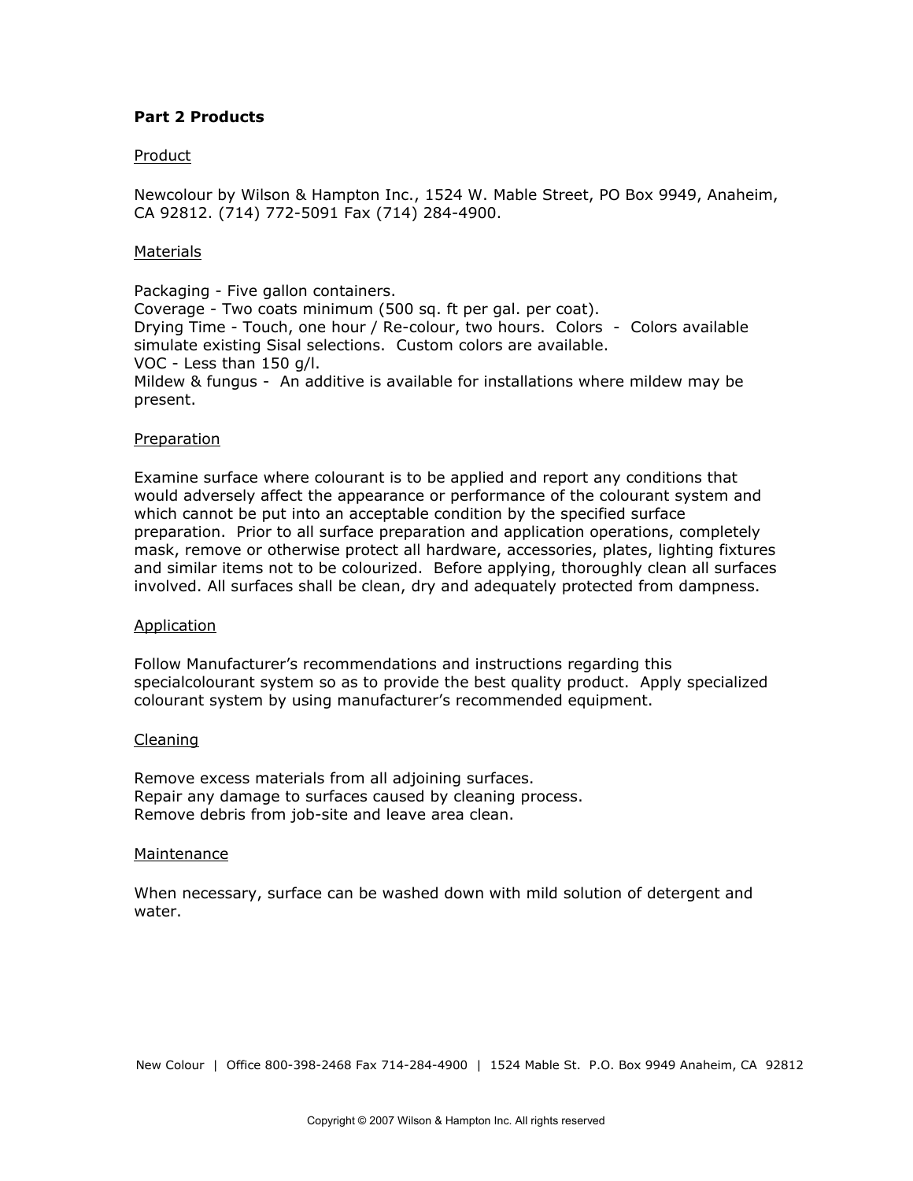**Part 2 Products**

Product

Newcolour by Wilson & Hampton Inc., 1524 W. Mable Street, PO Box 9949, Anaheim, CA 92812. (714) 772-5091 Fax (714) 284-4900.

Materials

Packaging - Five gallon containers.
Coverage - Two coats minimum (500 sq. ft per gal. per coat).
Drying Time - Touch, one hour / Re-colour, two hours. Colors - Colors available simulate existing Sisal selections. Custom colors are available.
VOC - Less than 150 g/l.
Mildew & fungus - An additive is available for installations where mildew may be present.

Preparation

Examine surface where colourant is to be applied and report any conditions that would adversely affect the appearance or performance of the colourant system and which cannot be put into an acceptable condition by the specified surface preparation. Prior to all surface preparation and application operations, completely mask, remove or otherwise protect all hardware, accessories, plates, lighting fixtures and similar items not to be colourized. Before applying, thoroughly clean all surfaces involved. All surfaces shall be clean, dry and adequately protected from dampness.

Application

Follow Manufacturer's recommendations and instructions regarding this specialcolourant system so as to provide the best quality product. Apply specialized colourant system by using manufacturer's recommended equipment.

Cleaning

Remove excess materials from all adjoining surfaces.
Repair any damage to surfaces caused by cleaning process.
Remove debris from job-site and leave area clean.

Maintenance

When necessary, surface can be washed down with mild solution of detergent and water.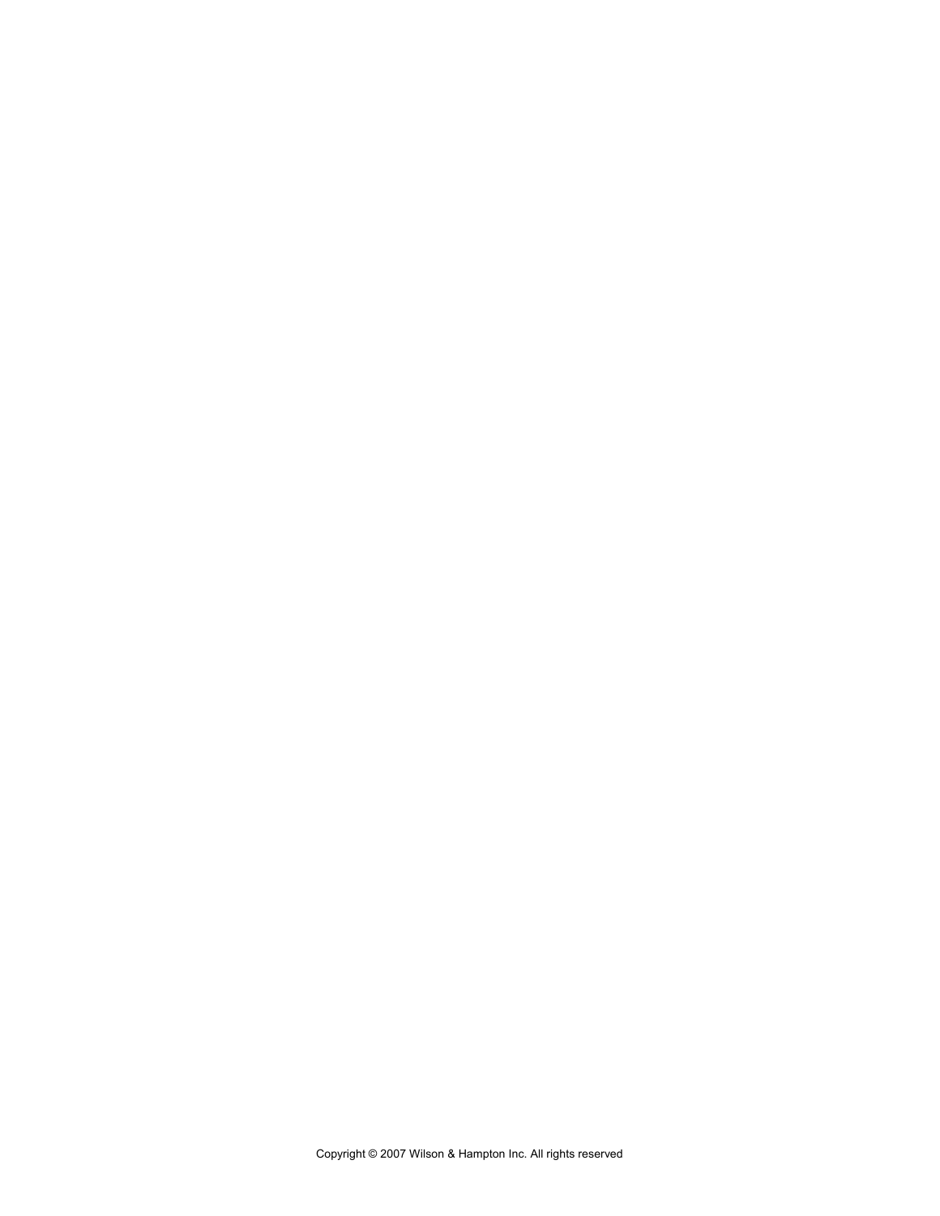Copyright © 2007 Wilson & Hampton Inc. All rights reserved